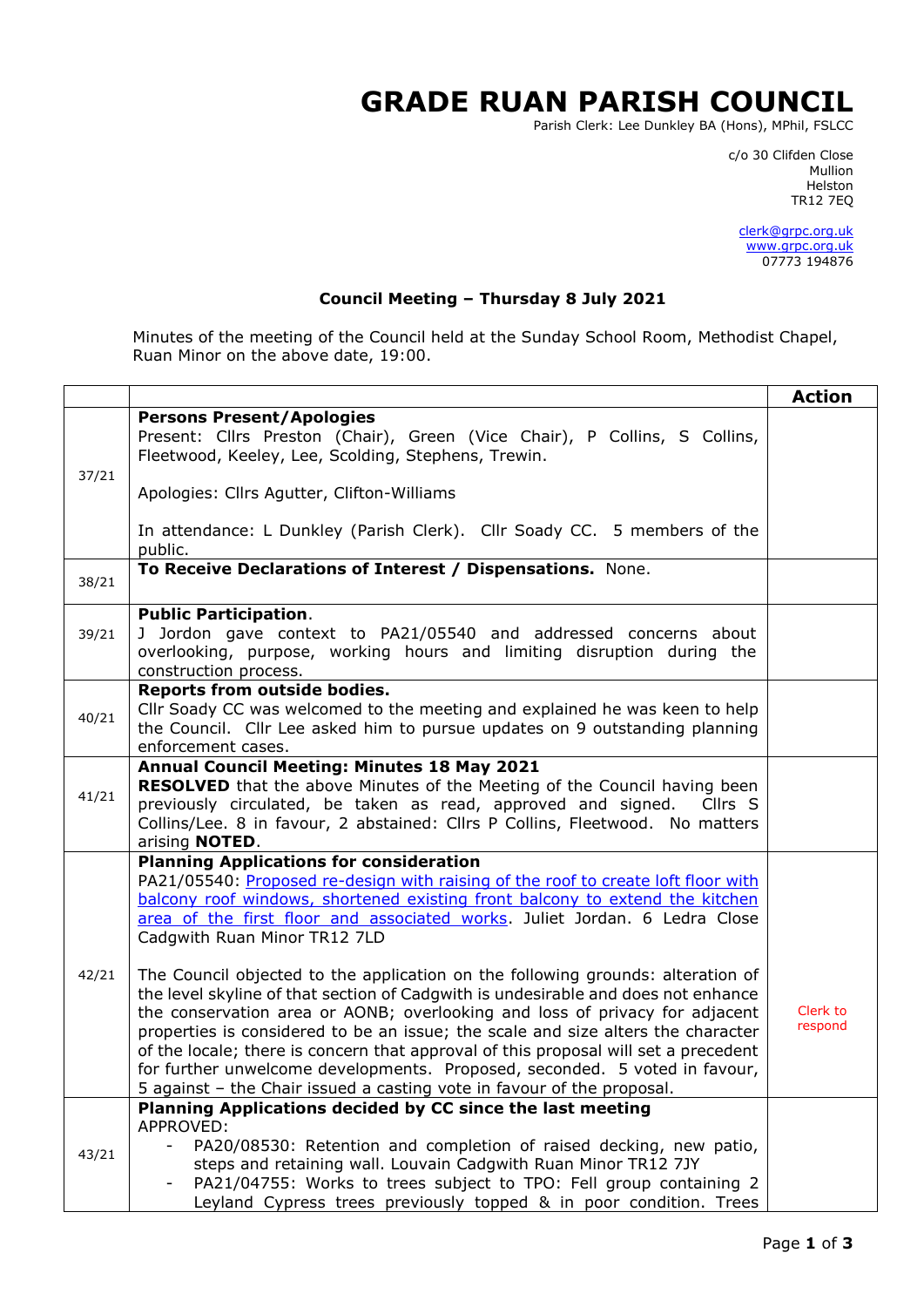# GRADE RUAN PARISH COUNCIL

Parish Clerk: Lee Dunkley BA (Hons), MPhil, FSLCC

c/o 30 Clifden Close
Mullion
Helston
TR12 7EQ

clerk@grpc.org.uk
www.grpc.org.uk
07773 194876

**Council Meeting – Thursday 8 July 2021**

Minutes of the meeting of the Council held at the Sunday School Room, Methodist Chapel, Ruan Minor on the above date, 19:00.

| | | **Action** |
|---|---|---|
| 37/21 | **Persons Present/Apologies**<br>Present: Cllrs Preston (Chair), Green (Vice Chair), P Collins, S Collins, Fleetwood, Keeley, Lee, Scolding, Stephens, Trewin.<br><br>Apologies: Cllrs Agutter, Clifton-Williams<br><br>In attendance: L Dunkley (Parish Clerk). Cllr Soady CC. 5 members of the public. | |
| 38/21 | **To Receive Declarations of Interest / Dispensations.** None. | |
| 39/21 | **Public Participation**.<br>J Jordon gave context to PA21/05540 and addressed concerns about overlooking, purpose, working hours and limiting disruption during the construction process. | |
| 40/21 | **Reports from outside bodies.**<br>Cllr Soady CC was welcomed to the meeting and explained he was keen to help the Council. Cllr Lee asked him to pursue updates on 9 outstanding planning enforcement cases. | |
| 41/21 | **Annual Council Meeting: Minutes 18 May 2021**<br>**RESOLVED** that the above Minutes of the Meeting of the Council having been previously circulated, be taken as read, approved and signed. Cllrs S Collins/Lee. 8 in favour, 2 abstained: Cllrs P Collins, Fleetwood. No matters arising **NOTED**. | |
| 42/21 | **Planning Applications for consideration**<br>PA21/05540: Proposed re-design with raising of the roof to create loft floor with balcony roof windows, shortened existing front balcony to extend the kitchen area of the first floor and associated works. Juliet Jordan. 6 Ledra Close Cadgwith Ruan Minor TR12 7LD<br><br>The Council objected to the application on the following grounds: alteration of the level skyline of that section of Cadgwith is undesirable and does not enhance the conservation area or AONB; overlooking and loss of privacy for adjacent properties is considered to be an issue; the scale and size alters the character of the locale; there is concern that approval of this proposal will set a precedent for further unwelcome developments. Proposed, seconded. 5 voted in favour, 5 against – the Chair issued a casting vote in favour of the proposal. | Clerk to respond |
| 43/21 | **Planning Applications decided by CC since the last meeting**<br>APPROVED:<br>- PA20/08530: Retention and completion of raised decking, new patio, steps and retaining wall. Louvain Cadgwith Ruan Minor TR12 7JY<br>- PA21/04755: Works to trees subject to TPO: Fell group containing 2 Leyland Cypress trees previously topped & in poor condition. Trees | |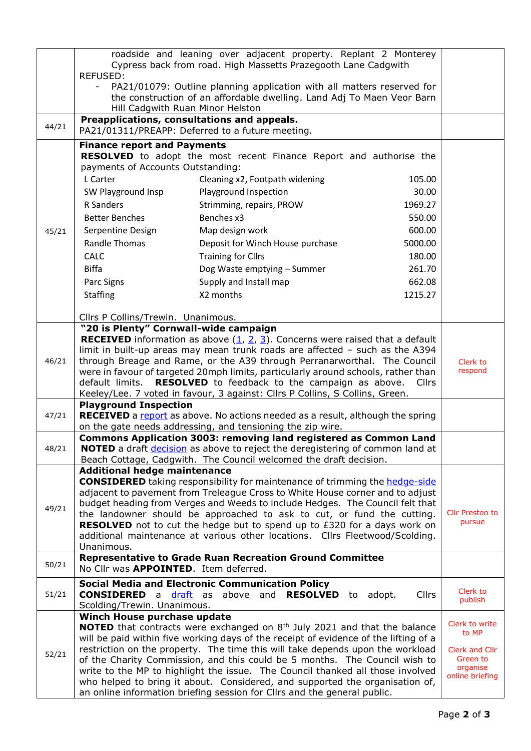| | | |
|---|---|---|
| | roadside and leaning over adjacent property. Replant 2 Monterey Cypress back from road. High Massetts Prazegooth Lane Cadgwith<br>REFUSED:<br>- PA21/01079: Outline planning application with all matters reserved for the construction of an affordable dwelling. Land Adj To Maen Veor Barn Hill Cadgwith Ruan Minor Helston | |
| 44/21 | **Preapplications, consultations and appeals.**<br>PA21/01311/PREAPP: Deferred to a future meeting. | |
| 45/21 | **Finance report and Payments**<br>**RESOLVED** to adopt the most recent Finance Report and authorise the payments of Accounts Outstanding:<br>L Carter — Cleaning x2, Footpath widening — 105.00<br>SW Playground Insp — Playground Inspection — 30.00<br>R Sanders — Strimming, repairs, PROW — 1969.27<br>Better Benches — Benches x3 — 550.00<br>Serpentine Design — Map design work — 600.00<br>Randle Thomas — Deposit for Winch House purchase — 5000.00<br>CALC — Training for Cllrs — 180.00<br>Biffa — Dog Waste emptying – Summer — 261.70<br>Parc Signs — Supply and Install map — 662.08<br>Staffing — X2 months — 1215.27<br><br>Cllrs P Collins/Trewin. Unanimous. | |
| 46/21 | **"20 is Plenty" Cornwall-wide campaign**<br>**RECEIVED** information as above (1, 2, 3). Concerns were raised that a default limit in built-up areas may mean trunk roads are affected – such as the A394 through Breage and Rame, or the A39 through Perranarworthal. The Council were in favour of targeted 20mph limits, particularly around schools, rather than default limits. **RESOLVED** to feedback to the campaign as above. Cllrs Keeley/Lee. 7 voted in favour, 3 against: Cllrs P Collins, S Collins, Green. | Clerk to respond |
| 47/21 | **Playground Inspection**<br>**RECEIVED** a report as above. No actions needed as a result, although the spring on the gate needs addressing, and tensioning the zip wire. | |
| 48/21 | **Commons Application 3003: removing land registered as Common Land**<br>**NOTED** a draft decision as above to reject the deregistering of common land at Beach Cottage, Cadgwith. The Council welcomed the draft decision. | |
| 49/21 | **Additional hedge maintenance**<br>**CONSIDERED** taking responsibility for maintenance of trimming the hedge-side adjacent to pavement from Treleague Cross to White House corner and to adjust budget heading from Verges and Weeds to include Hedges. The Council felt that the landowner should be approached to ask to cut, or fund the cutting. **RESOLVED** not to cut the hedge but to spend up to £320 for a days work on additional maintenance at various other locations. Cllrs Fleetwood/Scolding. Unanimous. | Cllr Preston to pursue |
| 50/21 | **Representative to Grade Ruan Recreation Ground Committee**<br>No Cllr was **APPOINTED**. Item deferred. | |
| 51/21 | **Social Media and Electronic Communication Policy**<br>**CONSIDERED** a draft as above and **RESOLVED** to adopt. Cllrs Scolding/Trewin. Unanimous. | Clerk to publish |
| 52/21 | **Winch House purchase update**<br>**NOTED** that contracts were exchanged on 8th July 2021 and that the balance will be paid within five working days of the receipt of evidence of the lifting of a restriction on the property. The time this will take depends upon the workload of the Charity Commission, and this could be 5 months. The Council wish to write to the MP to highlight the issue. The Council thanked all those involved who helped to bring it about. Considered, and supported the organisation of, an online information briefing session for Cllrs and the general public. | Clerk to write to MP<br><br>Clerk and Cllr Green to organise online briefing |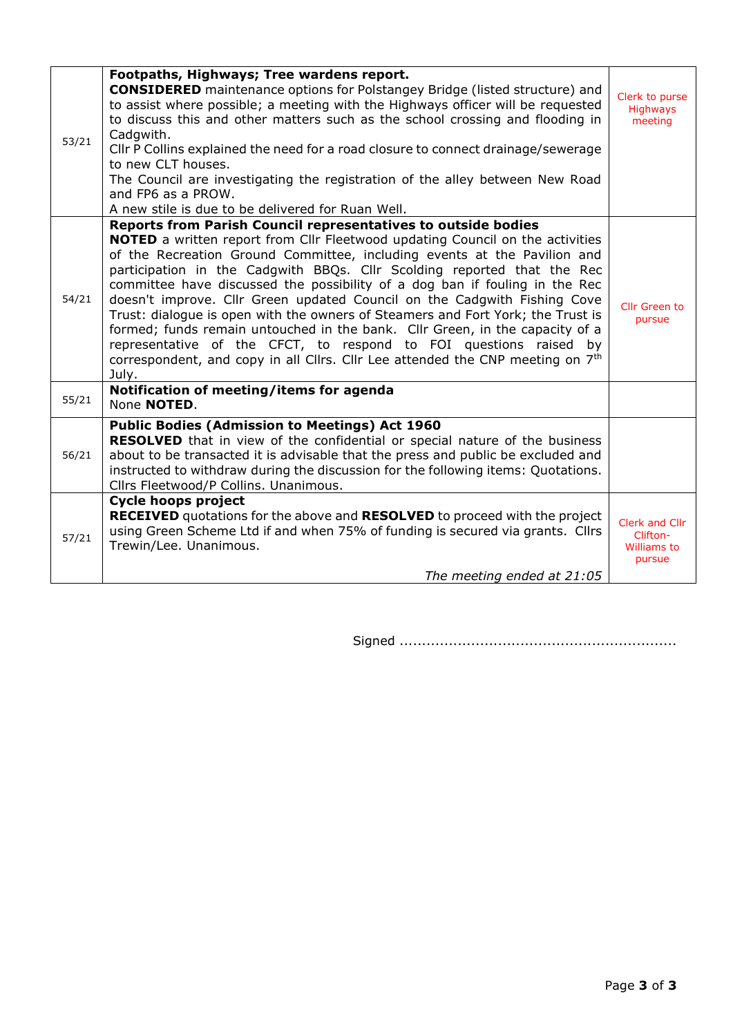| | | |
|---|---|---|
| 53/21 | **Footpaths, Highways; Tree wardens report.**<br>**CONSIDERED** maintenance options for Polstangey Bridge (listed structure) and to assist where possible; a meeting with the Highways officer will be requested to discuss this and other matters such as the school crossing and flooding in Cadgwith.<br>Cllr P Collins explained the need for a road closure to connect drainage/sewerage to new CLT houses.<br>The Council are investigating the registration of the alley between New Road and FP6 as a PROW.<br>A new stile is due to be delivered for Ruan Well. | Clerk to purse Highways meeting |
| 54/21 | **Reports from Parish Council representatives to outside bodies**<br>**NOTED** a written report from Cllr Fleetwood updating Council on the activities of the Recreation Ground Committee, including events at the Pavilion and participation in the Cadgwith BBQs. Cllr Scolding reported that the Rec committee have discussed the possibility of a dog ban if fouling in the Rec doesn't improve. Cllr Green updated Council on the Cadgwith Fishing Cove Trust: dialogue is open with the owners of Steamers and Fort York; the Trust is formed; funds remain untouched in the bank. Cllr Green, in the capacity of a representative of the CFCT, to respond to FOI questions raised by correspondent, and copy in all Cllrs. Cllr Lee attended the CNP meeting on 7th July. | Cllr Green to pursue |
| 55/21 | **Notification of meeting/items for agenda**<br>None **NOTED**. | |
| 56/21 | **Public Bodies (Admission to Meetings) Act 1960**<br>**RESOLVED** that in view of the confidential or special nature of the business about to be transacted it is advisable that the press and public be excluded and instructed to withdraw during the discussion for the following items: Quotations. Cllrs Fleetwood/P Collins. Unanimous. | |
| 57/21 | **Cycle hoops project**<br>**RECEIVED** quotations for the above and **RESOLVED** to proceed with the project using Green Scheme Ltd if and when 75% of funding is secured via grants. Cllrs Trewin/Lee. Unanimous.<br><br>*The meeting ended at 21:05* | Clerk and Cllr Clifton-Williams to pursue |

Signed ............................................................